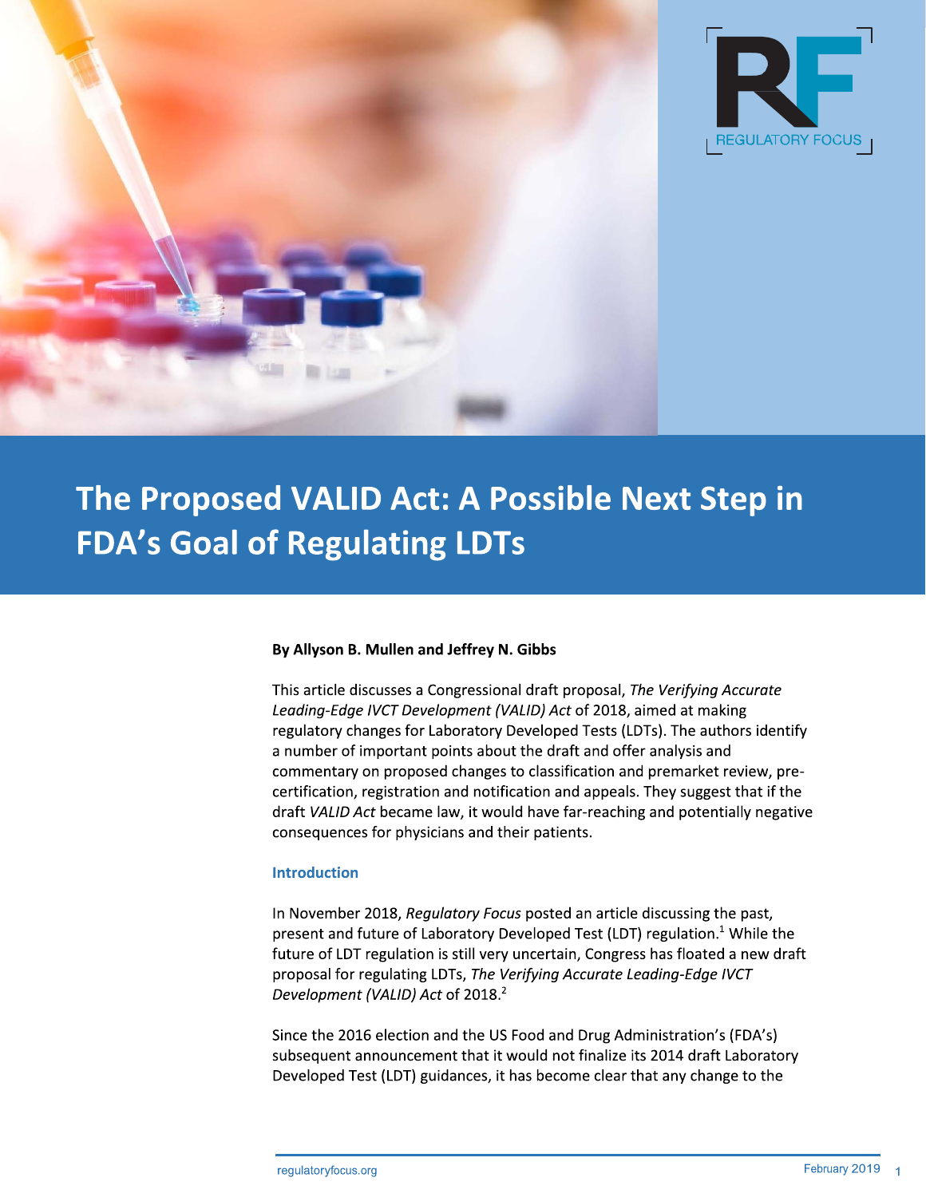# The Proposed VALID Act: A Possible Next Step in FDA's Goal of Regulating LDTs

**By Allyson B. Mullen and Jeffrey N. Gibbs**

This article discusses a Congressional draft proposal, *The Verifying Accurate Leading-Edge IVCT Development (VALID) Act* of 2018, aimed at making regulatory changes for Laboratory Developed Tests (LDTs). The authors identify a number of important points about the draft and offer analysis and commentary on proposed changes to classification and premarket review, pre-certification, registration and notification and appeals. They suggest that if the draft *VALID Act* became law, it would have far-reaching and potentially negative consequences for physicians and their patients.

## Introduction

In November 2018, *Regulatory Focus* posted an article discussing the past, present and future of Laboratory Developed Test (LDT) regulation.[1] While the future of LDT regulation is still very uncertain, Congress has floated a new draft proposal for regulating LDTs, *The Verifying Accurate Leading-Edge IVCT Development (VALID) Act* of 2018.[2]

Since the 2016 election and the US Food and Drug Administration's (FDA's) subsequent announcement that it would not finalize its 2014 draft Laboratory Developed Test (LDT) guidances, it has become clear that any change to the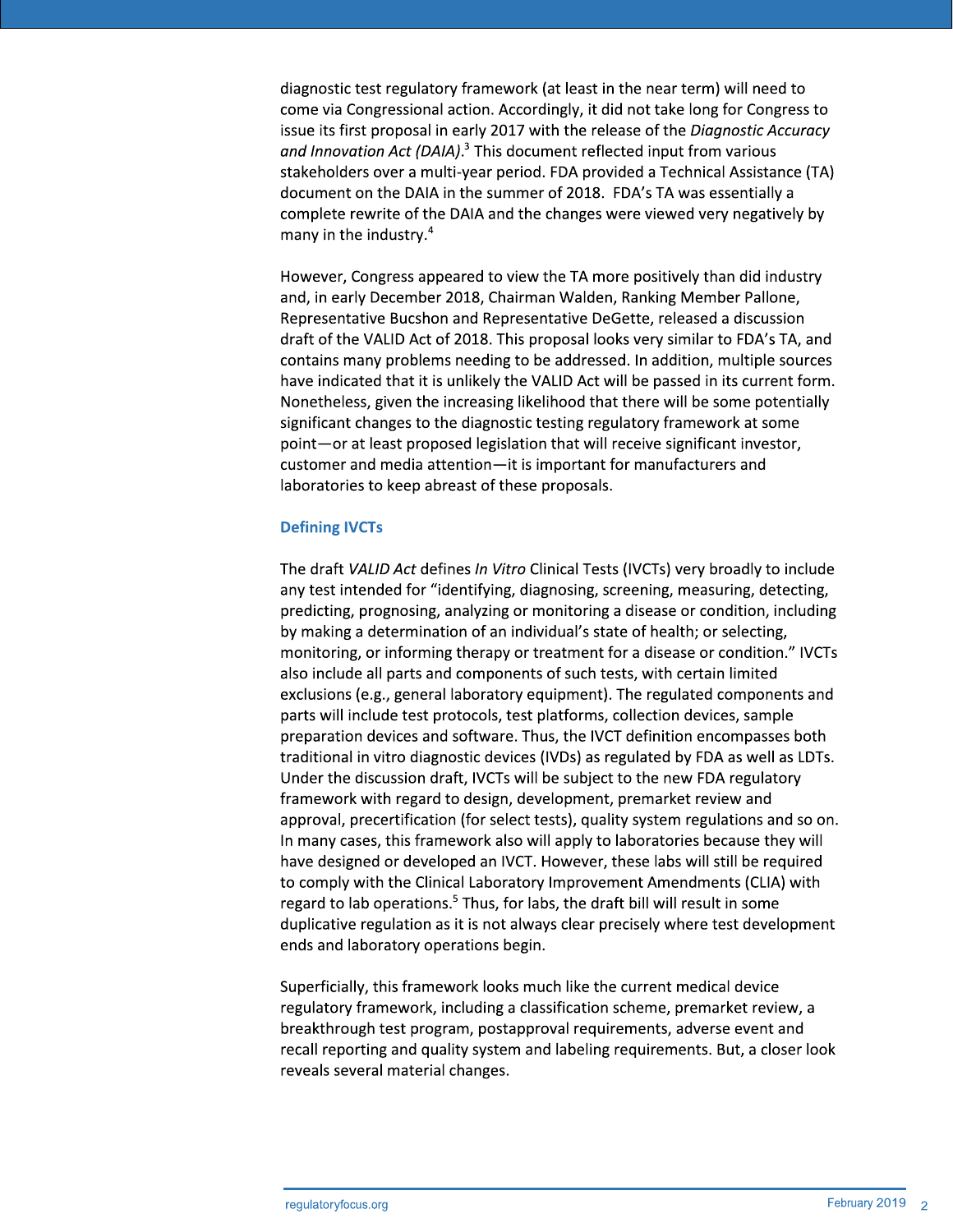diagnostic test regulatory framework (at least in the near term) will need to come via Congressional action. Accordingly, it did not take long for Congress to issue its first proposal in early 2017 with the release of the *Diagnostic Accuracy and Innovation Act (DAIA)*.[3] This document reflected input from various stakeholders over a multi-year period. FDA provided a Technical Assistance (TA) document on the DAIA in the summer of 2018. FDA's TA was essentially a complete rewrite of the DAIA and the changes were viewed very negatively by many in the industry.[4]

However, Congress appeared to view the TA more positively than did industry and, in early December 2018, Chairman Walden, Ranking Member Pallone, Representative Bucshon and Representative DeGette, released a discussion draft of the VALID Act of 2018. This proposal looks very similar to FDA's TA, and contains many problems needing to be addressed. In addition, multiple sources have indicated that it is unlikely the VALID Act will be passed in its current form. Nonetheless, given the increasing likelihood that there will be some potentially significant changes to the diagnostic testing regulatory framework at some point—or at least proposed legislation that will receive significant investor, customer and media attention—it is important for manufacturers and laboratories to keep abreast of these proposals.

## Defining IVCTs

The draft *VALID Act* defines *In Vitro* Clinical Tests (IVCTs) very broadly to include any test intended for "identifying, diagnosing, screening, measuring, detecting, predicting, prognosing, analyzing or monitoring a disease or condition, including by making a determination of an individual's state of health; or selecting, monitoring, or informing therapy or treatment for a disease or condition." IVCTs also include all parts and components of such tests, with certain limited exclusions (e.g., general laboratory equipment). The regulated components and parts will include test protocols, test platforms, collection devices, sample preparation devices and software. Thus, the IVCT definition encompasses both traditional in vitro diagnostic devices (IVDs) as regulated by FDA as well as LDTs. Under the discussion draft, IVCTs will be subject to the new FDA regulatory framework with regard to design, development, premarket review and approval, precertification (for select tests), quality system regulations and so on. In many cases, this framework also will apply to laboratories because they will have designed or developed an IVCT. However, these labs will still be required to comply with the Clinical Laboratory Improvement Amendments (CLIA) with regard to lab operations.[5] Thus, for labs, the draft bill will result in some duplicative regulation as it is not always clear precisely where test development ends and laboratory operations begin.

Superficially, this framework looks much like the current medical device regulatory framework, including a classification scheme, premarket review, a breakthrough test program, postapproval requirements, adverse event and recall reporting and quality system and labeling requirements. But, a closer look reveals several material changes.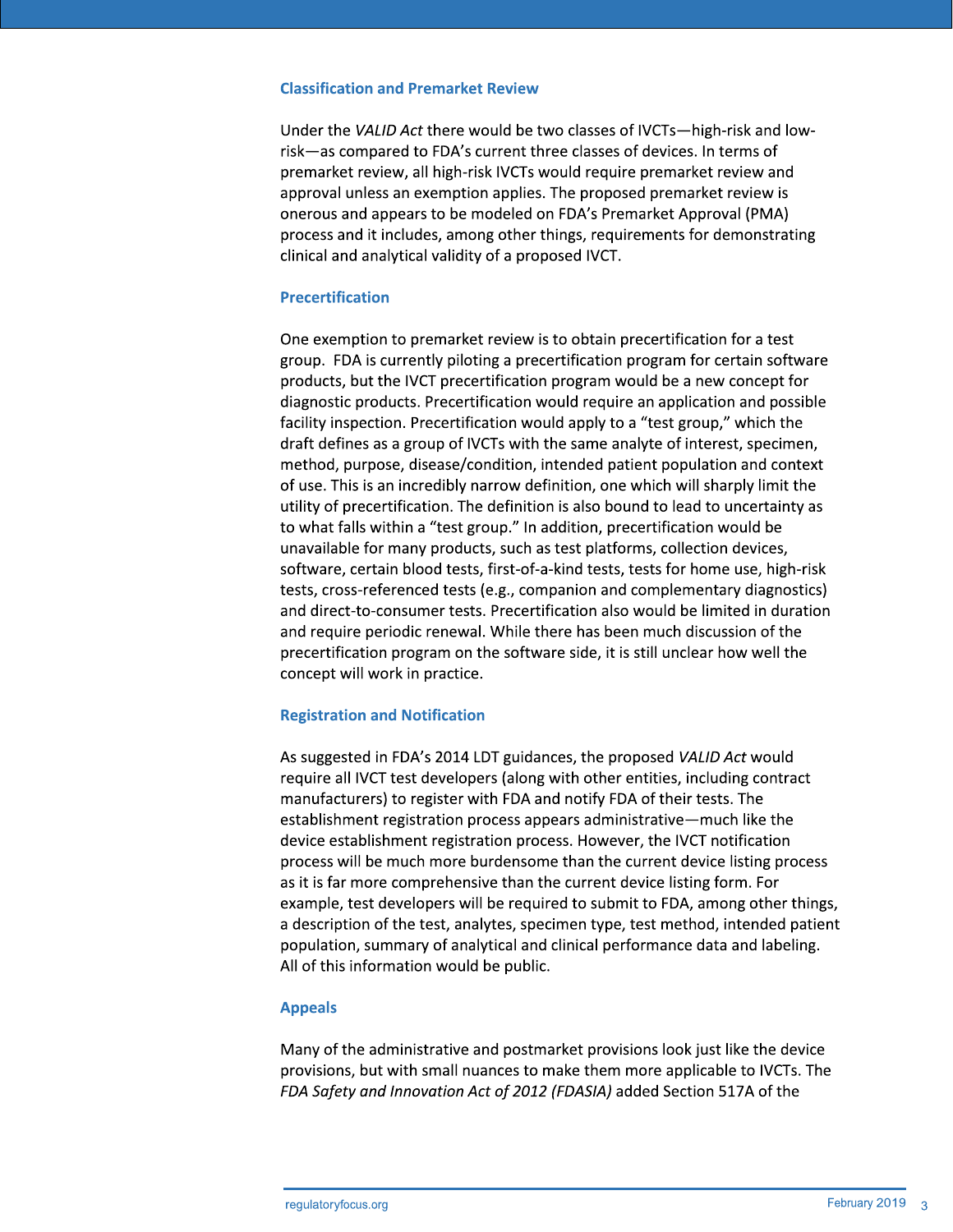### Classification and Premarket Review

Under the *VALID Act* there would be two classes of IVCTs—high-risk and low-risk—as compared to FDA's current three classes of devices. In terms of premarket review, all high-risk IVCTs would require premarket review and approval unless an exemption applies. The proposed premarket review is onerous and appears to be modeled on FDA's Premarket Approval (PMA) process and it includes, among other things, requirements for demonstrating clinical and analytical validity of a proposed IVCT.

### Precertification

One exemption to premarket review is to obtain precertification for a test group. FDA is currently piloting a precertification program for certain software products, but the IVCT precertification program would be a new concept for diagnostic products. Precertification would require an application and possible facility inspection. Precertification would apply to a "test group," which the draft defines as a group of IVCTs with the same analyte of interest, specimen, method, purpose, disease/condition, intended patient population and context of use. This is an incredibly narrow definition, one which will sharply limit the utility of precertification. The definition is also bound to lead to uncertainty as to what falls within a "test group." In addition, precertification would be unavailable for many products, such as test platforms, collection devices, software, certain blood tests, first-of-a-kind tests, tests for home use, high-risk tests, cross-referenced tests (e.g., companion and complementary diagnostics) and direct-to-consumer tests. Precertification also would be limited in duration and require periodic renewal. While there has been much discussion of the precertification program on the software side, it is still unclear how well the concept will work in practice.

### Registration and Notification

As suggested in FDA's 2014 LDT guidances, the proposed *VALID Act* would require all IVCT test developers (along with other entities, including contract manufacturers) to register with FDA and notify FDA of their tests. The establishment registration process appears administrative—much like the device establishment registration process. However, the IVCT notification process will be much more burdensome than the current device listing process as it is far more comprehensive than the current device listing form. For example, test developers will be required to submit to FDA, among other things, a description of the test, analytes, specimen type, test method, intended patient population, summary of analytical and clinical performance data and labeling. All of this information would be public.

### Appeals

Many of the administrative and postmarket provisions look just like the device provisions, but with small nuances to make them more applicable to IVCTs. The *FDA Safety and Innovation Act of 2012 (FDASIA)* added Section 517A of the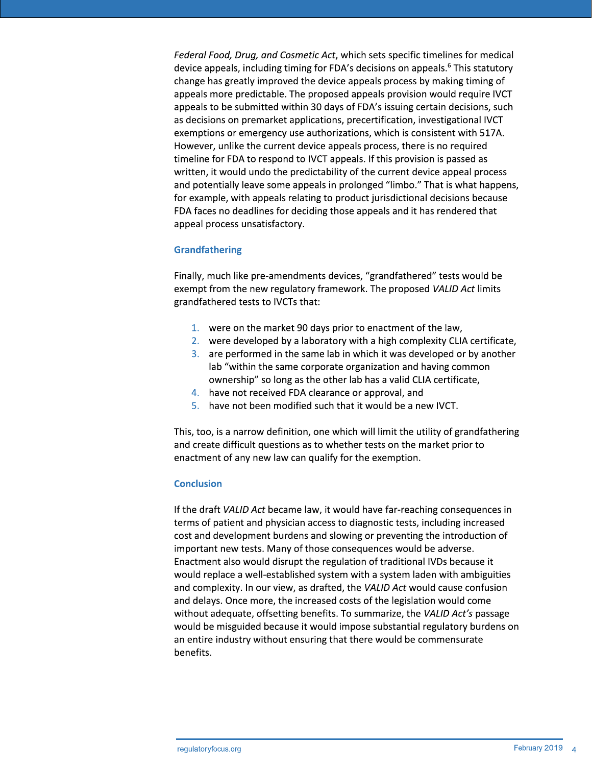*Federal Food, Drug, and Cosmetic Act*, which sets specific timelines for medical device appeals, including timing for FDA's decisions on appeals.[6] This statutory change has greatly improved the device appeals process by making timing of appeals more predictable. The proposed appeals provision would require IVCT appeals to be submitted within 30 days of FDA's issuing certain decisions, such as decisions on premarket applications, precertification, investigational IVCT exemptions or emergency use authorizations, which is consistent with 517A. However, unlike the current device appeals process, there is no required timeline for FDA to respond to IVCT appeals. If this provision is passed as written, it would undo the predictability of the current device appeal process and potentially leave some appeals in prolonged "limbo." That is what happens, for example, with appeals relating to product jurisdictional decisions because FDA faces no deadlines for deciding those appeals and it has rendered that appeal process unsatisfactory.

### Grandfathering

Finally, much like pre-amendments devices, "grandfathered" tests would be exempt from the new regulatory framework. The proposed *VALID Act* limits grandfathered tests to IVCTs that:

1. were on the market 90 days prior to enactment of the law,
2. were developed by a laboratory with a high complexity CLIA certificate,
3. are performed in the same lab in which it was developed or by another lab "within the same corporate organization and having common ownership" so long as the other lab has a valid CLIA certificate,
4. have not received FDA clearance or approval, and
5. have not been modified such that it would be a new IVCT.

This, too, is a narrow definition, one which will limit the utility of grandfathering and create difficult questions as to whether tests on the market prior to enactment of any new law can qualify for the exemption.

### Conclusion

If the draft *VALID Act* became law, it would have far-reaching consequences in terms of patient and physician access to diagnostic tests, including increased cost and development burdens and slowing or preventing the introduction of important new tests. Many of those consequences would be adverse. Enactment also would disrupt the regulation of traditional IVDs because it would replace a well-established system with a system laden with ambiguities and complexity. In our view, as drafted, the *VALID Act* would cause confusion and delays. Once more, the increased costs of the legislation would come without adequate, offsetting benefits. To summarize, the *VALID Act's* passage would be misguided because it would impose substantial regulatory burdens on an entire industry without ensuring that there would be commensurate benefits.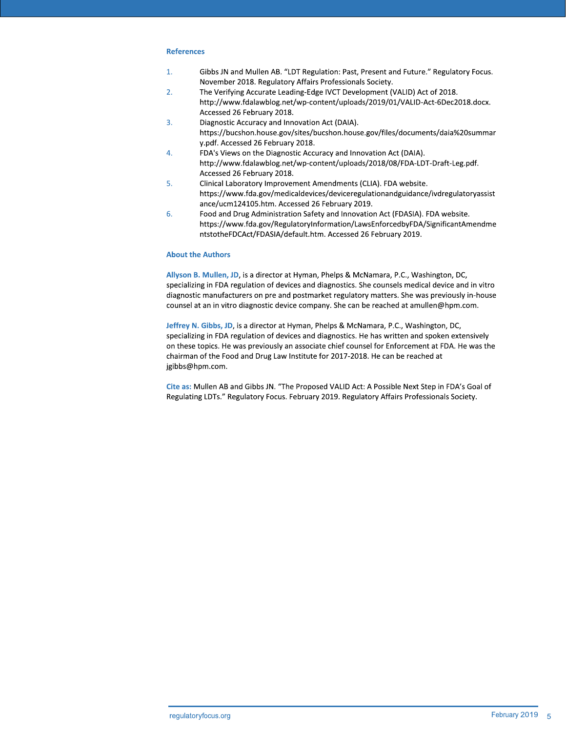### References

1. Gibbs JN and Mullen AB. "LDT Regulation: Past, Present and Future." Regulatory Focus. November 2018. Regulatory Affairs Professionals Society.
2. The Verifying Accurate Leading-Edge IVCT Development (VALID) Act of 2018. http://www.fdalawblog.net/wp-content/uploads/2019/01/VALID-Act-6Dec2018.docx. Accessed 26 February 2018.
3. Diagnostic Accuracy and Innovation Act (DAIA). https://bucshon.house.gov/sites/bucshon.house.gov/files/documents/daia%20summary.pdf. Accessed 26 February 2018.
4. FDA's Views on the Diagnostic Accuracy and Innovation Act (DAIA). http://www.fdalawblog.net/wp-content/uploads/2018/08/FDA-LDT-Draft-Leg.pdf. Accessed 26 February 2018.
5. Clinical Laboratory Improvement Amendments (CLIA). FDA website. https://www.fda.gov/medicaldevices/deviceregulationandguidance/ivdregulatoryassistance/ucm124105.htm. Accessed 26 February 2019.
6. Food and Drug Administration Safety and Innovation Act (FDASIA). FDA website. https://www.fda.gov/RegulatoryInformation/LawsEnforcedbyFDA/SignificantAmendmentstotheFDCAct/FDASIA/default.htm. Accessed 26 February 2019.

### About the Authors

**Allyson B. Mullen, JD**, is a director at Hyman, Phelps & McNamara, P.C., Washington, DC, specializing in FDA regulation of devices and diagnostics. She counsels medical device and in vitro diagnostic manufacturers on pre and postmarket regulatory matters. She was previously in-house counsel at an in vitro diagnostic device company. She can be reached at amullen@hpm.com.

**Jeffrey N. Gibbs, JD**, is a director at Hyman, Phelps & McNamara, P.C., Washington, DC, specializing in FDA regulation of devices and diagnostics. He has written and spoken extensively on these topics. He was previously an associate chief counsel for Enforcement at FDA. He was the chairman of the Food and Drug Law Institute for 2017-2018. He can be reached at jgibbs@hpm.com.

**Cite as:** Mullen AB and Gibbs JN. "The Proposed VALID Act: A Possible Next Step in FDA's Goal of Regulating LDTs." Regulatory Focus. February 2019. Regulatory Affairs Professionals Society.